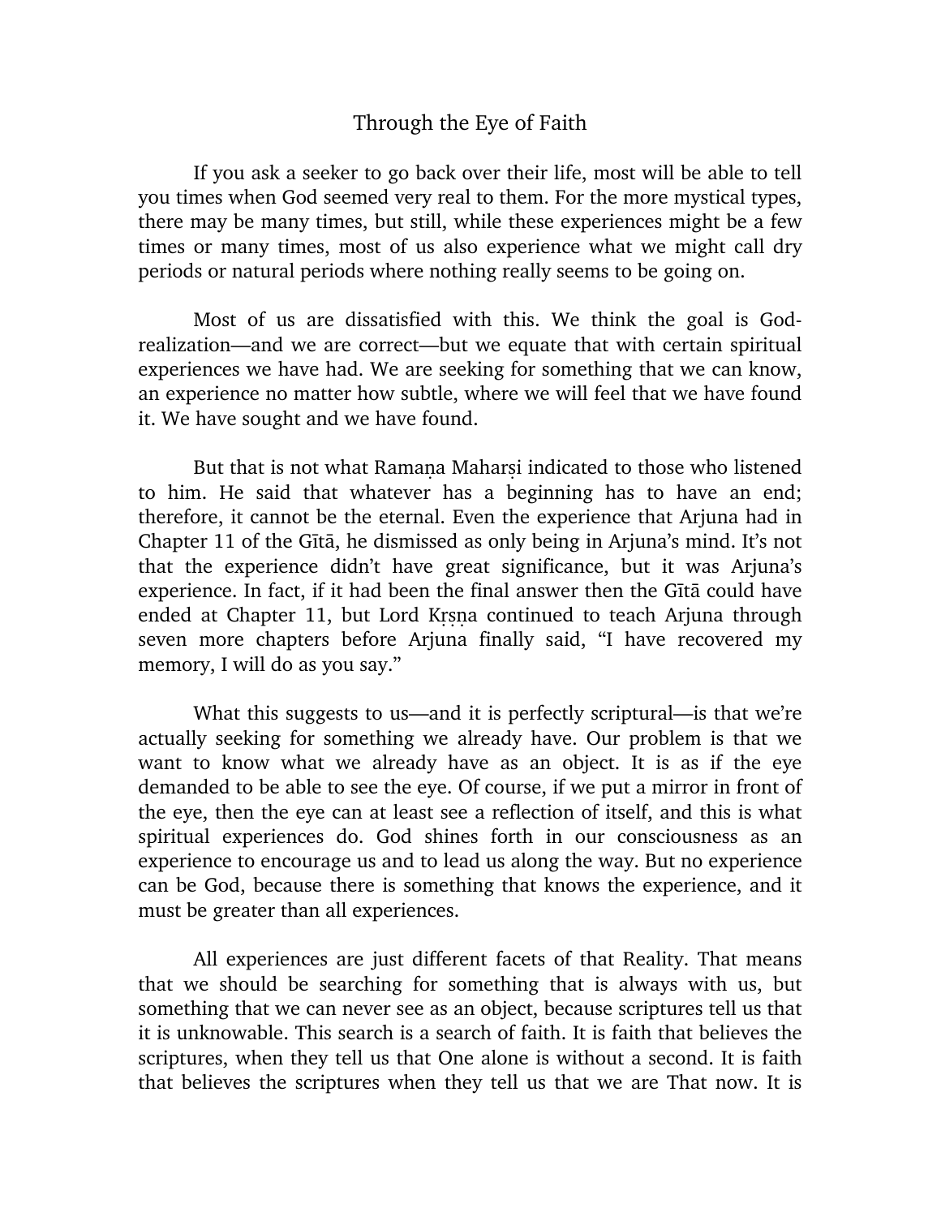# Through the Eye of Faith

If you ask a seeker to go back over their life, most will be able to tell you times when God seemed very real to them. For the more mystical types, there may be many times, but still, while these experiences might be a few times or many times, most of us also experience what we might call dry periods or natural periods where nothing really seems to be going on.

Most of us are dissatisfied with this. We think the goal is God-realization—and we are correct—but we equate that with certain spiritual experiences we have had. We are seeking for something that we can know, an experience no matter how subtle, where we will feel that we have found it. We have sought and we have found.

But that is not what Ramaṇa Maharṣi indicated to those who listened to him. He said that whatever has a beginning has to have an end; therefore, it cannot be the eternal. Even the experience that Arjuna had in Chapter 11 of the Gītā, he dismissed as only being in Arjuna's mind. It's not that the experience didn't have great significance, but it was Arjuna's experience. In fact, if it had been the final answer then the Gītā could have ended at Chapter 11, but Lord Kṛṣṇa continued to teach Arjuna through seven more chapters before Arjuna finally said, "I have recovered my memory, I will do as you say."

What this suggests to us—and it is perfectly scriptural—is that we're actually seeking for something we already have. Our problem is that we want to know what we already have as an object. It is as if the eye demanded to be able to see the eye. Of course, if we put a mirror in front of the eye, then the eye can at least see a reflection of itself, and this is what spiritual experiences do. God shines forth in our consciousness as an experience to encourage us and to lead us along the way. But no experience can be God, because there is something that knows the experience, and it must be greater than all experiences.

All experiences are just different facets of that Reality. That means that we should be searching for something that is always with us, but something that we can never see as an object, because scriptures tell us that it is unknowable. This search is a search of faith. It is faith that believes the scriptures, when they tell us that One alone is without a second. It is faith that believes the scriptures when they tell us that we are That now. It is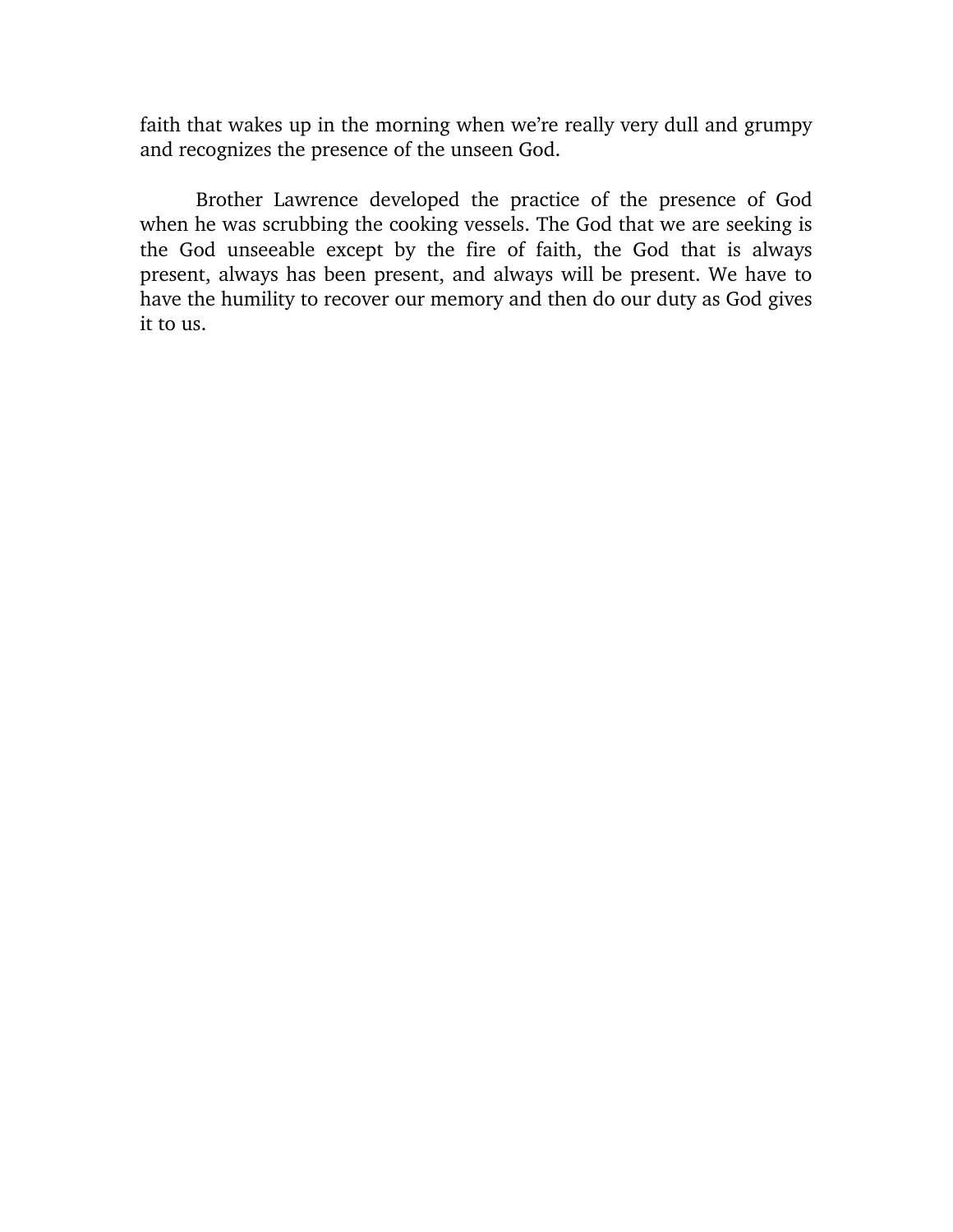faith that wakes up in the morning when we’re really very dull and grumpy and recognizes the presence of the unseen God.

Brother Lawrence developed the practice of the presence of God when he was scrubbing the cooking vessels. The God that we are seeking is the God unseeable except by the fire of faith, the God that is always present, always has been present, and always will be present. We have to have the humility to recover our memory and then do our duty as God gives it to us.